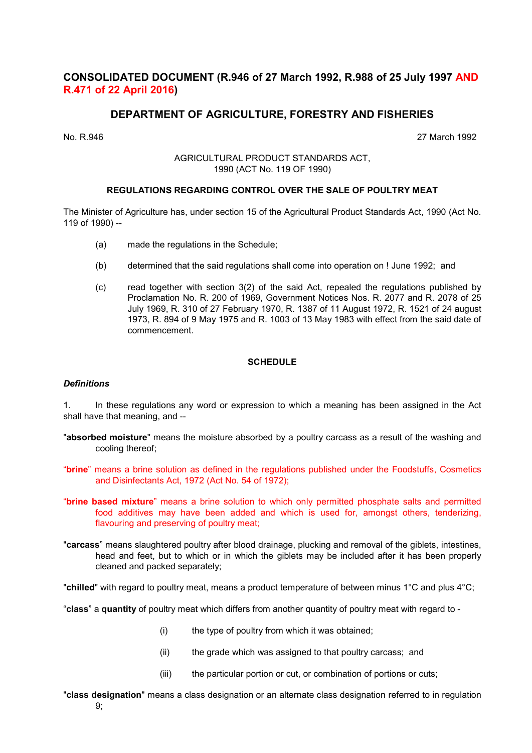## CONSOLIDATED DOCUMENT (R.946 of 27 March 1992, R.988 of 25 July 1997 AND R.471 of 22 April 2016)

## DEPARTMENT OF AGRICULTURE, FORESTRY AND FISHERIES

No. R.946 27 March 1992

AGRICULTURAL PRODUCT STANDARDS ACT,
1990 (ACT No. 119 OF 1990)

**REGULATIONS REGARDING CONTROL OVER THE SALE OF POULTRY MEAT**

The Minister of Agriculture has, under section 15 of the Agricultural Product Standards Act, 1990 (Act No. 119 of 1990) --

(a) made the regulations in the Schedule;

(b) determined that the said regulations shall come into operation on ! June 1992; and

(c) read together with section 3(2) of the said Act, repealed the regulations published by Proclamation No. R. 200 of 1969, Government Notices Nos. R. 2077 and R. 2078 of 25 July 1969, R. 310 of 27 February 1970, R. 1387 of 11 August 1972, R. 1521 of 24 august 1973, R. 894 of 9 May 1975 and R. 1003 of 13 May 1983 with effect from the said date of commencement.

**SCHEDULE**

***Definitions***

1. In these regulations any word or expression to which a meaning has been assigned in the Act shall have that meaning, and --

"**absorbed moisture**" means the moisture absorbed by a poultry carcass as a result of the washing and cooling thereof;

"**brine**" means a brine solution as defined in the regulations published under the Foodstuffs, Cosmetics and Disinfectants Act, 1972 (Act No. 54 of 1972);

"**brine based mixture**" means a brine solution to which only permitted phosphate salts and permitted food additives may have been added and which is used for, amongst others, tenderizing, flavouring and preserving of poultry meat;

"**carcass**" means slaughtered poultry after blood drainage, plucking and removal of the giblets, intestines, head and feet, but to which or in which the giblets may be included after it has been properly cleaned and packed separately;

"**chilled**" with regard to poultry meat, means a product temperature of between minus 1°C and plus 4°C;

"**class**" a **quantity** of poultry meat which differs from another quantity of poultry meat with regard to -

(i) the type of poultry from which it was obtained;

(ii) the grade which was assigned to that poultry carcass; and

(iii) the particular portion or cut, or combination of portions or cuts;

"**class designation**" means a class designation or an alternate class designation referred to in regulation 9;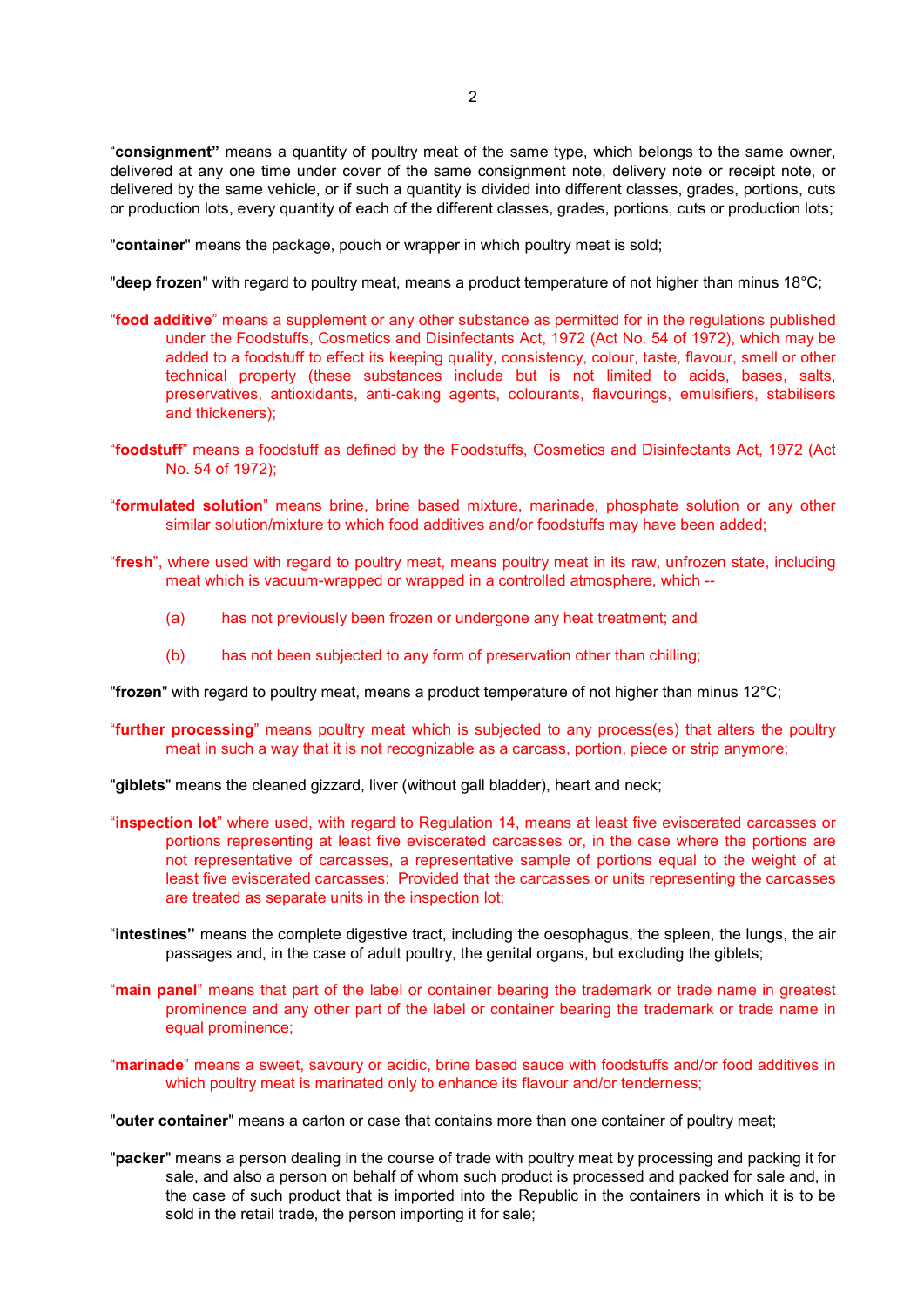"**consignment"** means a quantity of poultry meat of the same type, which belongs to the same owner, delivered at any one time under cover of the same consignment note, delivery note or receipt note, or delivered by the same vehicle, or if such a quantity is divided into different classes, grades, portions, cuts or production lots, every quantity of each of the different classes, grades, portions, cuts or production lots;

"**container**" means the package, pouch or wrapper in which poultry meat is sold;

"**deep frozen**" with regard to poultry meat, means a product temperature of not higher than minus 18°C;

"**food additive**" means a supplement or any other substance as permitted for in the regulations published under the Foodstuffs, Cosmetics and Disinfectants Act, 1972 (Act No. 54 of 1972), which may be added to a foodstuff to effect its keeping quality, consistency, colour, taste, flavour, smell or other technical property (these substances include but is not limited to acids, bases, salts, preservatives, antioxidants, anti-caking agents, colourants, flavourings, emulsifiers, stabilisers and thickeners);

"**foodstuff**" means a foodstuff as defined by the Foodstuffs, Cosmetics and Disinfectants Act, 1972 (Act No. 54 of 1972);

"**formulated solution**" means brine, brine based mixture, marinade, phosphate solution or any other similar solution/mixture to which food additives and/or foodstuffs may have been added;

"**fresh**", where used with regard to poultry meat, means poultry meat in its raw, unfrozen state, including meat which is vacuum-wrapped or wrapped in a controlled atmosphere, which --

(a) has not previously been frozen or undergone any heat treatment; and

(b) has not been subjected to any form of preservation other than chilling;

"**frozen**" with regard to poultry meat, means a product temperature of not higher than minus 12°C;

"**further processing**" means poultry meat which is subjected to any process(es) that alters the poultry meat in such a way that it is not recognizable as a carcass, portion, piece or strip anymore;

"**giblets**" means the cleaned gizzard, liver (without gall bladder), heart and neck;

"**inspection lot**" where used, with regard to Regulation 14, means at least five eviscerated carcasses or portions representing at least five eviscerated carcasses or, in the case where the portions are not representative of carcasses, a representative sample of portions equal to the weight of at least five eviscerated carcasses: Provided that the carcasses or units representing the carcasses are treated as separate units in the inspection lot;

"**intestines"** means the complete digestive tract, including the oesophagus, the spleen, the lungs, the air passages and, in the case of adult poultry, the genital organs, but excluding the giblets;

"**main panel**" means that part of the label or container bearing the trademark or trade name in greatest prominence and any other part of the label or container bearing the trademark or trade name in equal prominence;

"**marinade**" means a sweet, savoury or acidic, brine based sauce with foodstuffs and/or food additives in which poultry meat is marinated only to enhance its flavour and/or tenderness;

"**outer container**" means a carton or case that contains more than one container of poultry meat;

"**packer**" means a person dealing in the course of trade with poultry meat by processing and packing it for sale, and also a person on behalf of whom such product is processed and packed for sale and, in the case of such product that is imported into the Republic in the containers in which it is to be sold in the retail trade, the person importing it for sale;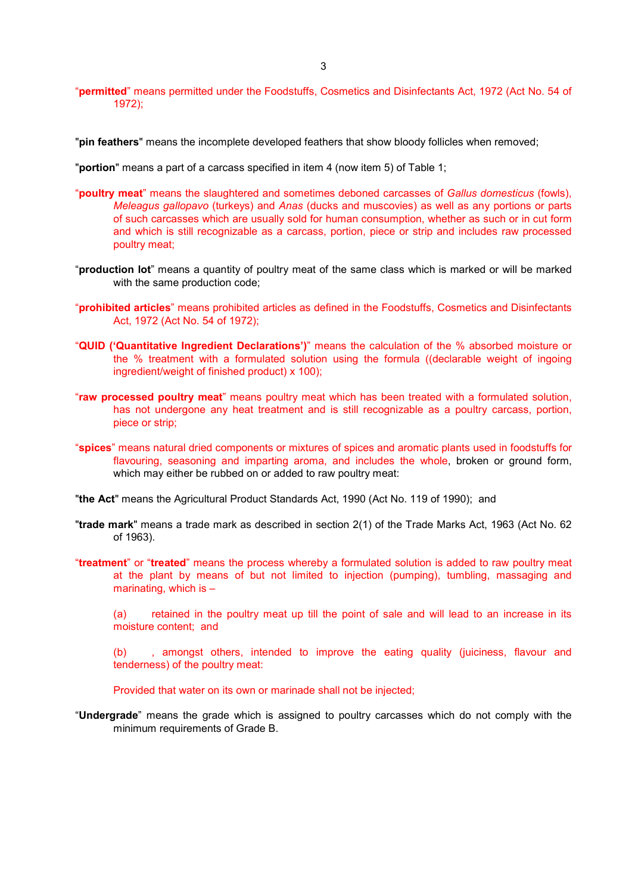"**permitted**" means permitted under the Foodstuffs, Cosmetics and Disinfectants Act, 1972 (Act No. 54 of 1972);

"**pin feathers**" means the incomplete developed feathers that show bloody follicles when removed;

"**portion**" means a part of a carcass specified in item 4 (now item 5) of Table 1;

"**poultry meat**" means the slaughtered and sometimes deboned carcasses of *Gallus domesticus* (fowls), *Meleagus gallopavo* (turkeys) and *Anas* (ducks and muscovies) as well as any portions or parts of such carcasses which are usually sold for human consumption, whether as such or in cut form and which is still recognizable as a carcass, portion, piece or strip and includes raw processed poultry meat;

"**production lot**" means a quantity of poultry meat of the same class which is marked or will be marked with the same production code;

"**prohibited articles**" means prohibited articles as defined in the Foodstuffs, Cosmetics and Disinfectants Act, 1972 (Act No. 54 of 1972);

"**QUID ('Quantitative Ingredient Declarations')**" means the calculation of the % absorbed moisture or the % treatment with a formulated solution using the formula ((declarable weight of ingoing ingredient/weight of finished product) x 100);

"**raw processed poultry meat**" means poultry meat which has been treated with a formulated solution, has not undergone any heat treatment and is still recognizable as a poultry carcass, portion, piece or strip;

"**spices**" means natural dried components or mixtures of spices and aromatic plants used in foodstuffs for flavouring, seasoning and imparting aroma, and includes the whole, broken or ground form, which may either be rubbed on or added to raw poultry meat:

"**the Act**" means the Agricultural Product Standards Act, 1990 (Act No. 119 of 1990); and

"**trade mark**" means a trade mark as described in section 2(1) of the Trade Marks Act, 1963 (Act No. 62 of 1963).

"**treatment**" or "**treated**" means the process whereby a formulated solution is added to raw poultry meat at the plant by means of but not limited to injection (pumping), tumbling, massaging and marinating, which is –

(a) retained in the poultry meat up till the point of sale and will lead to an increase in its moisture content; and

(b) , amongst others, intended to improve the eating quality (juiciness, flavour and tenderness) of the poultry meat:

Provided that water on its own or marinade shall not be injected;

"**Undergrade**" means the grade which is assigned to poultry carcasses which do not comply with the minimum requirements of Grade B.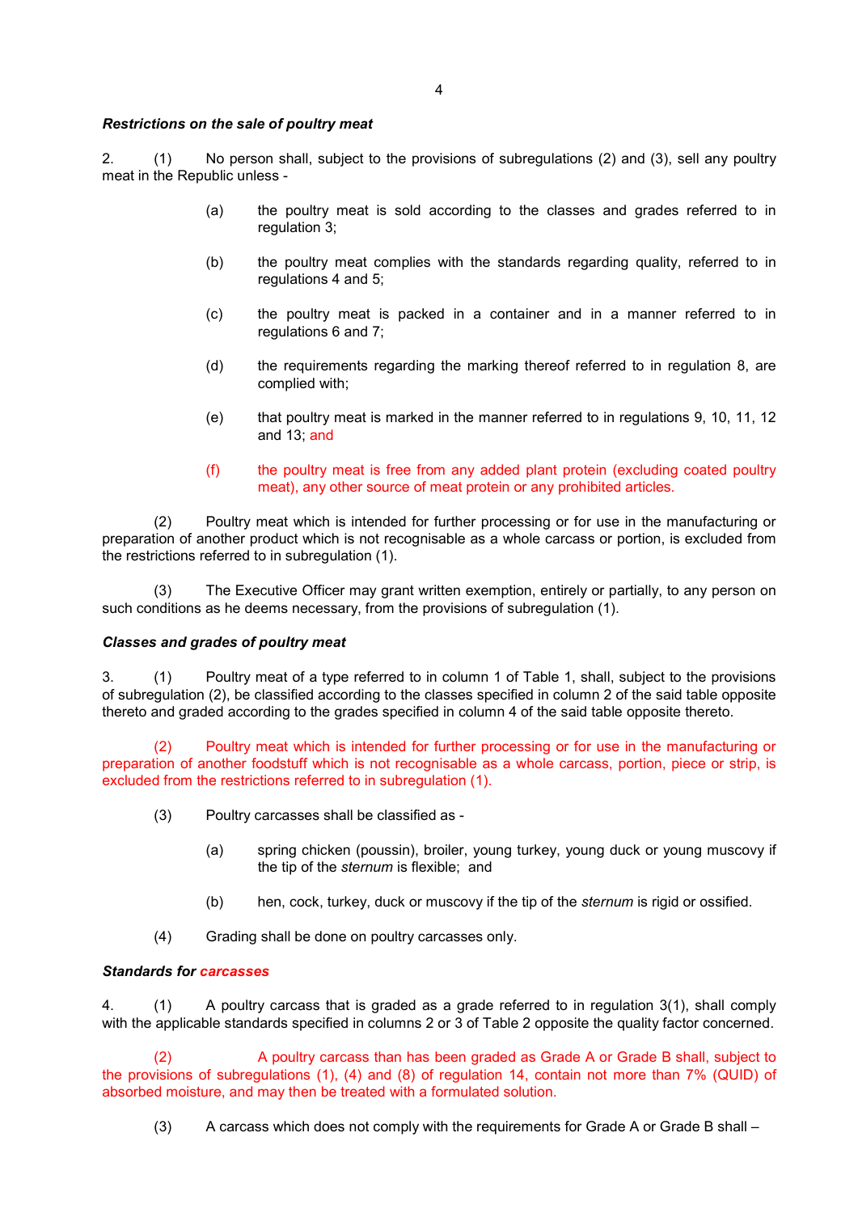***Restrictions on the sale of poultry meat***

2. (1) No person shall, subject to the provisions of subregulations (2) and (3), sell any poultry meat in the Republic unless -

(a) the poultry meat is sold according to the classes and grades referred to in regulation 3;

(b) the poultry meat complies with the standards regarding quality, referred to in regulations 4 and 5;

(c) the poultry meat is packed in a container and in a manner referred to in regulations 6 and 7;

(d) the requirements regarding the marking thereof referred to in regulation 8, are complied with;

(e) that poultry meat is marked in the manner referred to in regulations 9, 10, 11, 12 and 13; and

(f) the poultry meat is free from any added plant protein (excluding coated poultry meat), any other source of meat protein or any prohibited articles.

(2) Poultry meat which is intended for further processing or for use in the manufacturing or preparation of another product which is not recognisable as a whole carcass or portion, is excluded from the restrictions referred to in subregulation (1).

(3) The Executive Officer may grant written exemption, entirely or partially, to any person on such conditions as he deems necessary, from the provisions of subregulation (1).

***Classes and grades of poultry meat***

3. (1) Poultry meat of a type referred to in column 1 of Table 1, shall, subject to the provisions of subregulation (2), be classified according to the classes specified in column 2 of the said table opposite thereto and graded according to the grades specified in column 4 of the said table opposite thereto.

(2) Poultry meat which is intended for further processing or for use in the manufacturing or preparation of another foodstuff which is not recognisable as a whole carcass, portion, piece or strip, is excluded from the restrictions referred to in subregulation (1).

(3) Poultry carcasses shall be classified as -

(a) spring chicken (poussin), broiler, young turkey, young duck or young muscovy if the tip of the *sternum* is flexible; and

(b) hen, cock, turkey, duck or muscovy if the tip of the *sternum* is rigid or ossified.

(4) Grading shall be done on poultry carcasses only.

***Standards for carcasses***

4. (1) A poultry carcass that is graded as a grade referred to in regulation 3(1), shall comply with the applicable standards specified in columns 2 or 3 of Table 2 opposite the quality factor concerned.

(2) A poultry carcass than has been graded as Grade A or Grade B shall, subject to the provisions of subregulations (1), (4) and (8) of regulation 14, contain not more than 7% (QUID) of absorbed moisture, and may then be treated with a formulated solution.

(3) A carcass which does not comply with the requirements for Grade A or Grade B shall –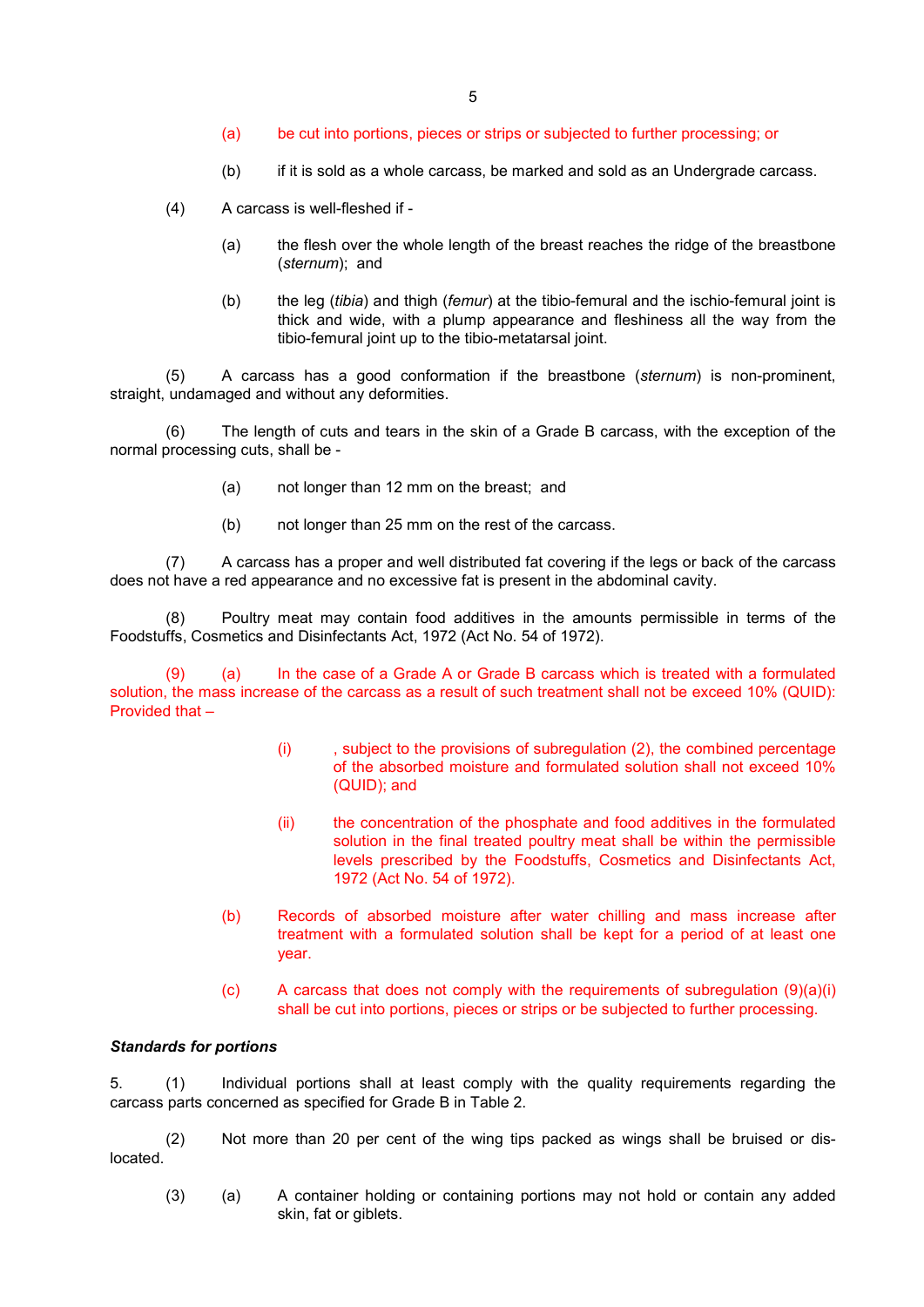(a) be cut into portions, pieces or strips or subjected to further processing; or

(b) if it is sold as a whole carcass, be marked and sold as an Undergrade carcass.

(4) A carcass is well-fleshed if -

(a) the flesh over the whole length of the breast reaches the ridge of the breastbone (*sternum*); and

(b) the leg (*tibia*) and thigh (*femur*) at the tibio-femural and the ischio-femural joint is thick and wide, with a plump appearance and fleshiness all the way from the tibio-femural joint up to the tibio-metatarsal joint.

(5) A carcass has a good conformation if the breastbone (*sternum*) is non-prominent, straight, undamaged and without any deformities.

(6) The length of cuts and tears in the skin of a Grade B carcass, with the exception of the normal processing cuts, shall be -

(a) not longer than 12 mm on the breast; and

(b) not longer than 25 mm on the rest of the carcass.

(7) A carcass has a proper and well distributed fat covering if the legs or back of the carcass does not have a red appearance and no excessive fat is present in the abdominal cavity.

(8) Poultry meat may contain food additives in the amounts permissible in terms of the Foodstuffs, Cosmetics and Disinfectants Act, 1972 (Act No. 54 of 1972).

(9) (a) In the case of a Grade A or Grade B carcass which is treated with a formulated solution, the mass increase of the carcass as a result of such treatment shall not be exceed 10% (QUID): Provided that –

(i) , subject to the provisions of subregulation (2), the combined percentage of the absorbed moisture and formulated solution shall not exceed 10% (QUID); and

(ii) the concentration of the phosphate and food additives in the formulated solution in the final treated poultry meat shall be within the permissible levels prescribed by the Foodstuffs, Cosmetics and Disinfectants Act, 1972 (Act No. 54 of 1972).

(b) Records of absorbed moisture after water chilling and mass increase after treatment with a formulated solution shall be kept for a period of at least one year.

(c) A carcass that does not comply with the requirements of subregulation (9)(a)(i) shall be cut into portions, pieces or strips or be subjected to further processing.

***Standards for portions***

5. (1) Individual portions shall at least comply with the quality requirements regarding the carcass parts concerned as specified for Grade B in Table 2.

(2) Not more than 20 per cent of the wing tips packed as wings shall be bruised or dis-located.

(3) (a) A container holding or containing portions may not hold or contain any added skin, fat or giblets.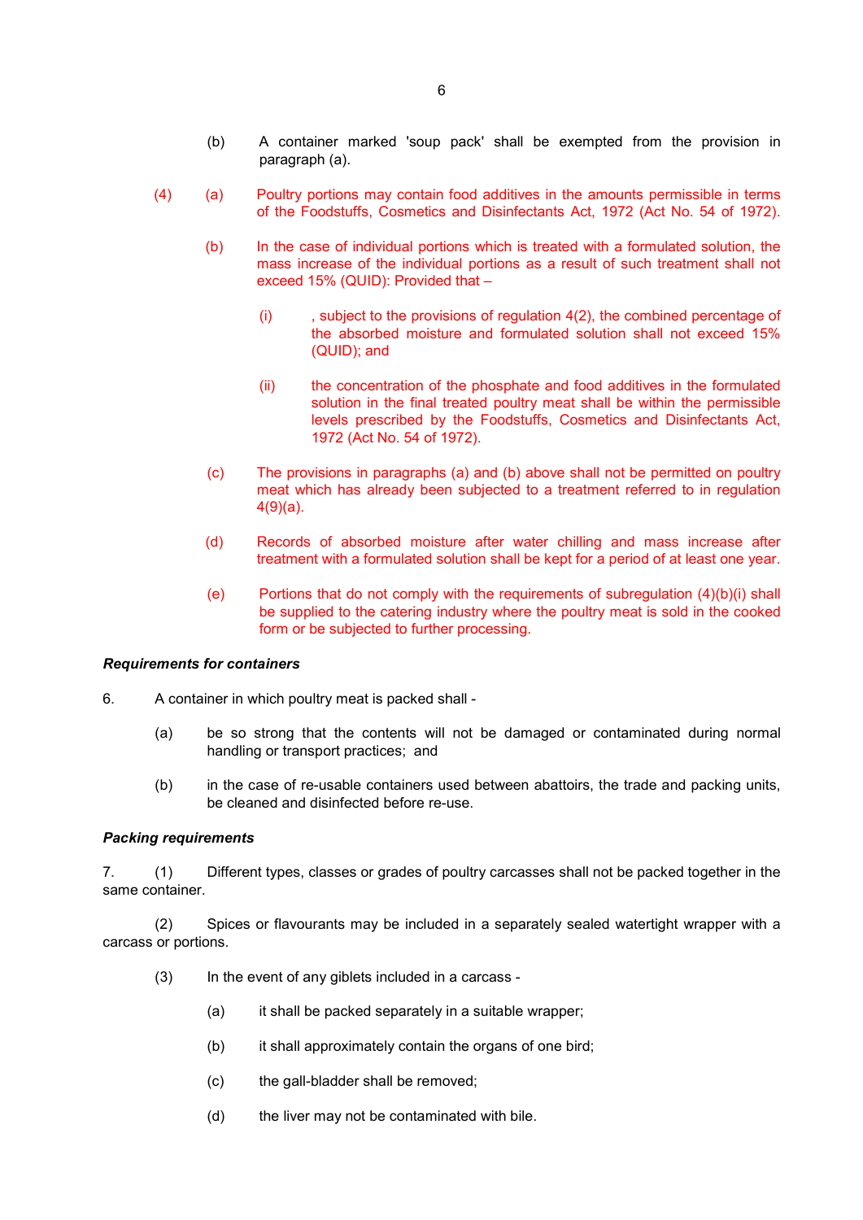(b) A container marked 'soup pack' shall be exempted from the provision in paragraph (a).

(4) (a) Poultry portions may contain food additives in the amounts permissible in terms of the Foodstuffs, Cosmetics and Disinfectants Act, 1972 (Act No. 54 of 1972).

(b) In the case of individual portions which is treated with a formulated solution, the mass increase of the individual portions as a result of such treatment shall not exceed 15% (QUID): Provided that –

(i) , subject to the provisions of regulation 4(2), the combined percentage of the absorbed moisture and formulated solution shall not exceed 15% (QUID); and

(ii) the concentration of the phosphate and food additives in the formulated solution in the final treated poultry meat shall be within the permissible levels prescribed by the Foodstuffs, Cosmetics and Disinfectants Act, 1972 (Act No. 54 of 1972).

(c) The provisions in paragraphs (a) and (b) above shall not be permitted on poultry meat which has already been subjected to a treatment referred to in regulation 4(9)(a).

(d) Records of absorbed moisture after water chilling and mass increase after treatment with a formulated solution shall be kept for a period of at least one year.

(e) Portions that do not comply with the requirements of subregulation (4)(b)(i) shall be supplied to the catering industry where the poultry meat is sold in the cooked form or be subjected to further processing.

***Requirements for containers***

6. A container in which poultry meat is packed shall -

(a) be so strong that the contents will not be damaged or contaminated during normal handling or transport practices; and

(b) in the case of re-usable containers used between abattoirs, the trade and packing units, be cleaned and disinfected before re-use.

***Packing requirements***

7. (1) Different types, classes or grades of poultry carcasses shall not be packed together in the same container.

(2) Spices or flavourants may be included in a separately sealed watertight wrapper with a carcass or portions.

(3) In the event of any giblets included in a carcass -

(a) it shall be packed separately in a suitable wrapper;

(b) it shall approximately contain the organs of one bird;

(c) the gall-bladder shall be removed;

(d) the liver may not be contaminated with bile.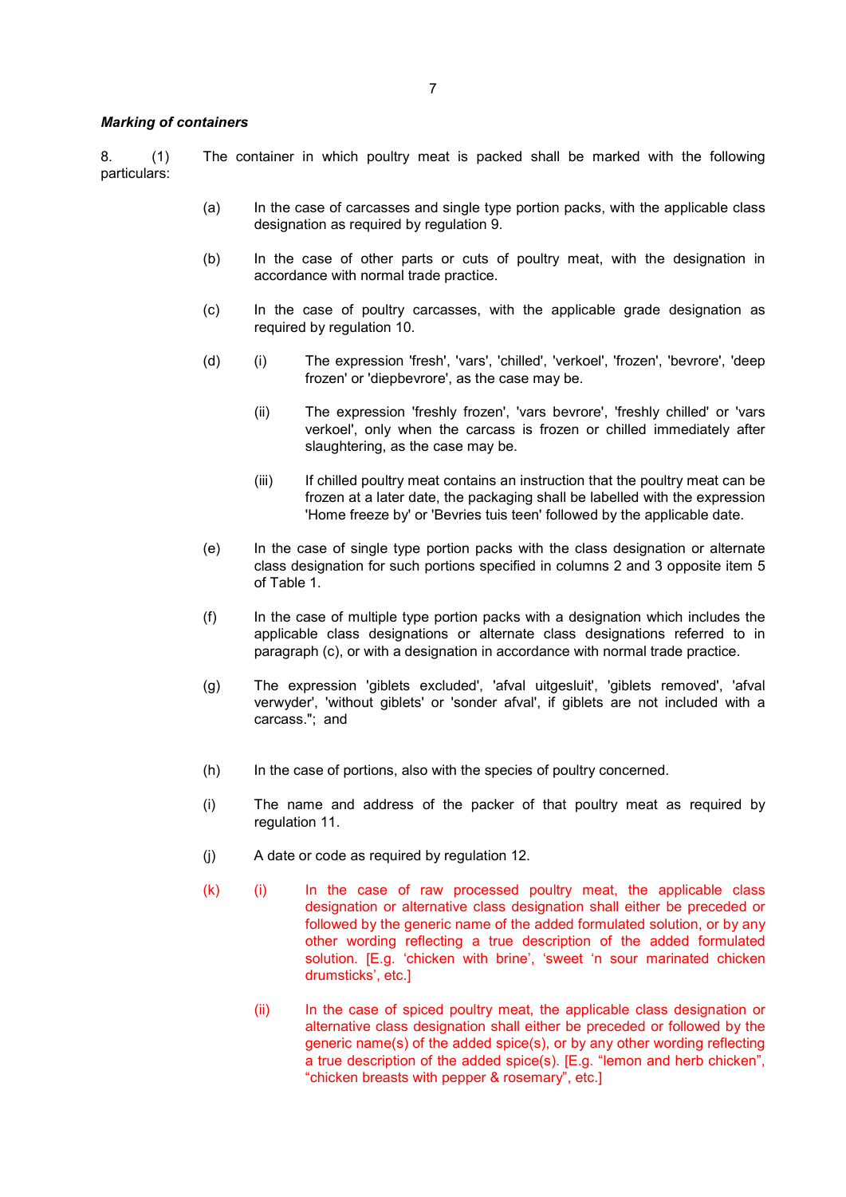***Marking of containers***

8. (1) The container in which poultry meat is packed shall be marked with the following particulars:

(a) In the case of carcasses and single type portion packs, with the applicable class designation as required by regulation 9.

(b) In the case of other parts or cuts of poultry meat, with the designation in accordance with normal trade practice.

(c) In the case of poultry carcasses, with the applicable grade designation as required by regulation 10.

(d) (i) The expression 'fresh', 'vars', 'chilled', 'verkoel', 'frozen', 'bevrore', 'deep frozen' or 'diepbevrore', as the case may be.

(ii) The expression 'freshly frozen', 'vars bevrore', 'freshly chilled' or 'vars verkoel', only when the carcass is frozen or chilled immediately after slaughtering, as the case may be.

(iii) If chilled poultry meat contains an instruction that the poultry meat can be frozen at a later date, the packaging shall be labelled with the expression 'Home freeze by' or 'Bevries tuis teen' followed by the applicable date.

(e) In the case of single type portion packs with the class designation or alternate class designation for such portions specified in columns 2 and 3 opposite item 5 of Table 1.

(f) In the case of multiple type portion packs with a designation which includes the applicable class designations or alternate class designations referred to in paragraph (c), or with a designation in accordance with normal trade practice.

(g) The expression 'giblets excluded', 'afval uitgesluit', 'giblets removed', 'afval verwyder', 'without giblets' or 'sonder afval', if giblets are not included with a carcass."; and

(h) In the case of portions, also with the species of poultry concerned.

(i) The name and address of the packer of that poultry meat as required by regulation 11.

(j) A date or code as required by regulation 12.

(k) (i) In the case of raw processed poultry meat, the applicable class designation or alternative class designation shall either be preceded or followed by the generic name of the added formulated solution, or by any other wording reflecting a true description of the added formulated solution. [E.g. 'chicken with brine', 'sweet 'n sour marinated chicken drumsticks', etc.]

(ii) In the case of spiced poultry meat, the applicable class designation or alternative class designation shall either be preceded or followed by the generic name(s) of the added spice(s), or by any other wording reflecting a true description of the added spice(s). [E.g. "lemon and herb chicken", "chicken breasts with pepper & rosemary", etc.]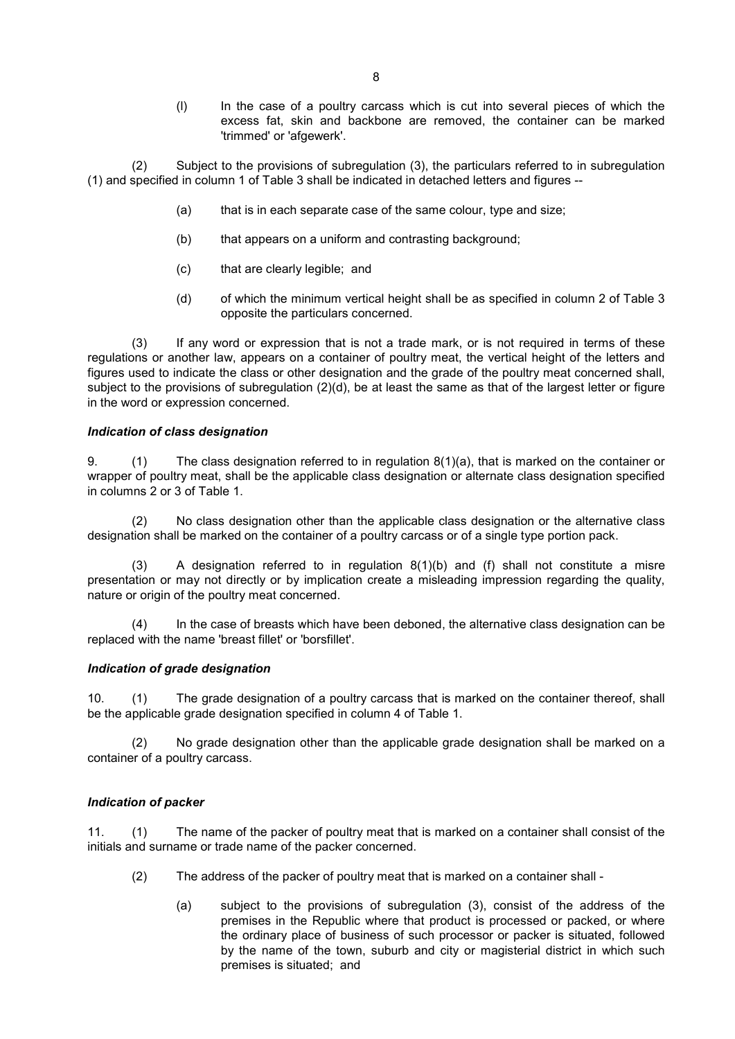(l) In the case of a poultry carcass which is cut into several pieces of which the excess fat, skin and backbone are removed, the container can be marked 'trimmed' or 'afgewerk'.

(2) Subject to the provisions of subregulation (3), the particulars referred to in subregulation (1) and specified in column 1 of Table 3 shall be indicated in detached letters and figures --

(a) that is in each separate case of the same colour, type and size;

(b) that appears on a uniform and contrasting background;

(c) that are clearly legible; and

(d) of which the minimum vertical height shall be as specified in column 2 of Table 3 opposite the particulars concerned.

(3) If any word or expression that is not a trade mark, or is not required in terms of these regulations or another law, appears on a container of poultry meat, the vertical height of the letters and figures used to indicate the class or other designation and the grade of the poultry meat concerned shall, subject to the provisions of subregulation (2)(d), be at least the same as that of the largest letter or figure in the word or expression concerned.

### *Indication of class designation*

9. (1) The class designation referred to in regulation 8(1)(a), that is marked on the container or wrapper of poultry meat, shall be the applicable class designation or alternate class designation specified in columns 2 or 3 of Table 1.

(2) No class designation other than the applicable class designation or the alternative class designation shall be marked on the container of a poultry carcass or of a single type portion pack.

(3) A designation referred to in regulation 8(1)(b) and (f) shall not constitute a misre presentation or may not directly or by implication create a misleading impression regarding the quality, nature or origin of the poultry meat concerned.

(4) In the case of breasts which have been deboned, the alternative class designation can be replaced with the name 'breast fillet' or 'borsfillet'.

### *Indication of grade designation*

10. (1) The grade designation of a poultry carcass that is marked on the container thereof, shall be the applicable grade designation specified in column 4 of Table 1.

(2) No grade designation other than the applicable grade designation shall be marked on a container of a poultry carcass.

### *Indication of packer*

11. (1) The name of the packer of poultry meat that is marked on a container shall consist of the initials and surname or trade name of the packer concerned.

(2) The address of the packer of poultry meat that is marked on a container shall -

(a) subject to the provisions of subregulation (3), consist of the address of the premises in the Republic where that product is processed or packed, or where the ordinary place of business of such processor or packer is situated, followed by the name of the town, suburb and city or magisterial district in which such premises is situated; and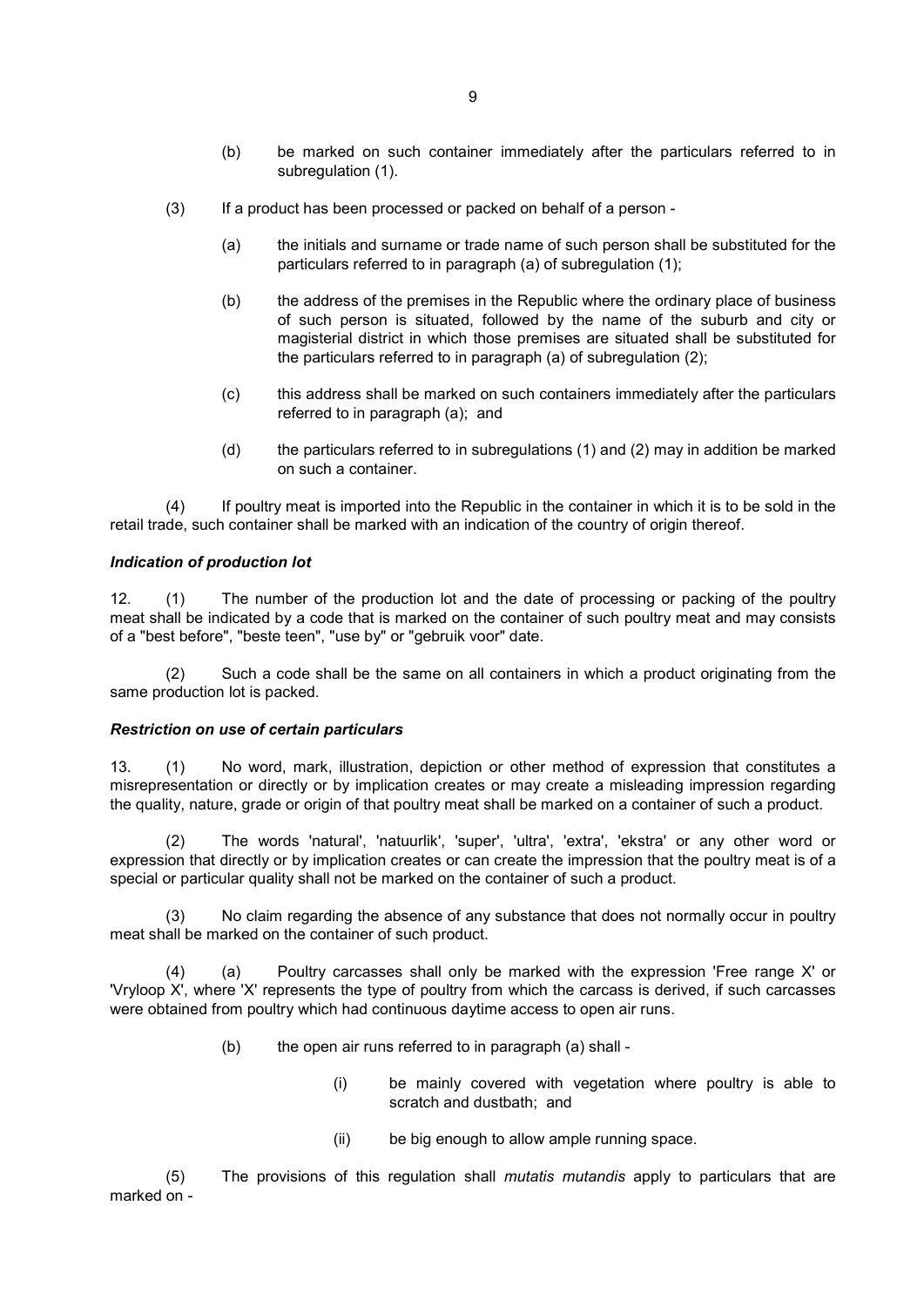(b) be marked on such container immediately after the particulars referred to in subregulation (1).

(3) If a product has been processed or packed on behalf of a person -

(a) the initials and surname or trade name of such person shall be substituted for the particulars referred to in paragraph (a) of subregulation (1);

(b) the address of the premises in the Republic where the ordinary place of business of such person is situated, followed by the name of the suburb and city or magisterial district in which those premises are situated shall be substituted for the particulars referred to in paragraph (a) of subregulation (2);

(c) this address shall be marked on such containers immediately after the particulars referred to in paragraph (a); and

(d) the particulars referred to in subregulations (1) and (2) may in addition be marked on such a container.

(4) If poultry meat is imported into the Republic in the container in which it is to be sold in the retail trade, such container shall be marked with an indication of the country of origin thereof.

***Indication of production lot***

12. (1) The number of the production lot and the date of processing or packing of the poultry meat shall be indicated by a code that is marked on the container of such poultry meat and may consists of a "best before", "beste teen", "use by" or "gebruik voor" date.

(2) Such a code shall be the same on all containers in which a product originating from the same production lot is packed.

***Restriction on use of certain particulars***

13. (1) No word, mark, illustration, depiction or other method of expression that constitutes a misrepresentation or directly or by implication creates or may create a misleading impression regarding the quality, nature, grade or origin of that poultry meat shall be marked on a container of such a product.

(2) The words 'natural', 'natuurlik', 'super', 'ultra', 'extra', 'ekstra' or any other word or expression that directly or by implication creates or can create the impression that the poultry meat is of a special or particular quality shall not be marked on the container of such a product.

(3) No claim regarding the absence of any substance that does not normally occur in poultry meat shall be marked on the container of such product.

(4) (a) Poultry carcasses shall only be marked with the expression 'Free range X' or 'Vryloop X', where 'X' represents the type of poultry from which the carcass is derived, if such carcasses were obtained from poultry which had continuous daytime access to open air runs.

(b) the open air runs referred to in paragraph (a) shall -

(i) be mainly covered with vegetation where poultry is able to scratch and dustbath; and

(ii) be big enough to allow ample running space.

(5) The provisions of this regulation shall *mutatis mutandis* apply to particulars that are marked on -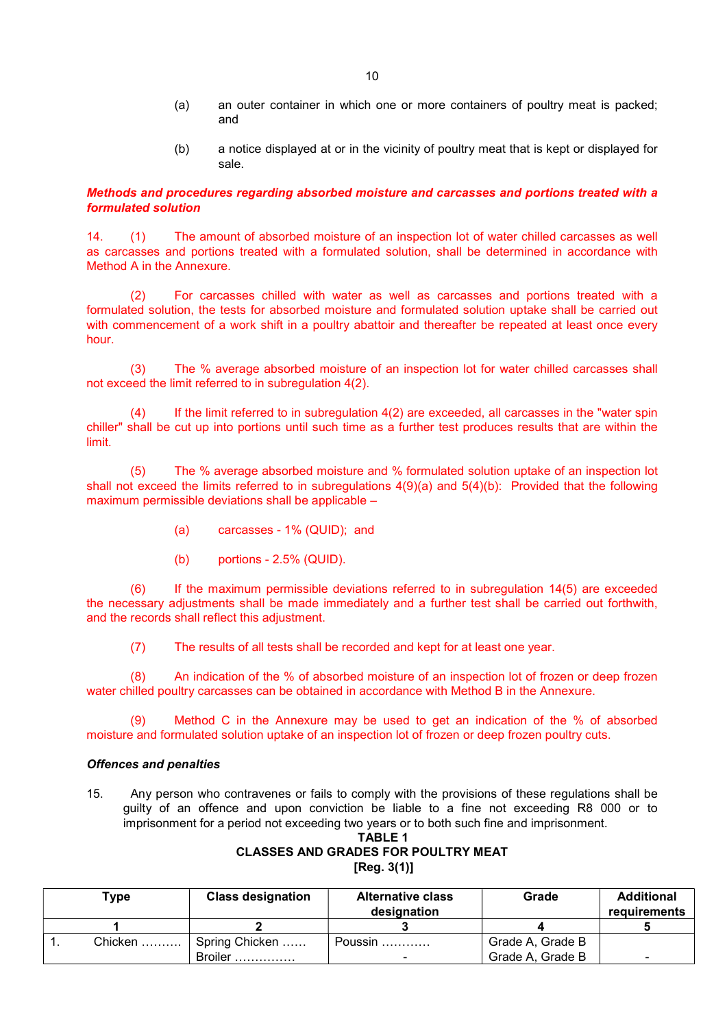(a) an outer container in which one or more containers of poultry meat is packed; and

(b) a notice displayed at or in the vicinity of poultry meat that is kept or displayed for sale.

***Methods and procedures regarding absorbed moisture and carcasses and portions treated with a formulated solution***

14. (1) The amount of absorbed moisture of an inspection lot of water chilled carcasses as well as carcasses and portions treated with a formulated solution, shall be determined in accordance with Method A in the Annexure.

(2) For carcasses chilled with water as well as carcasses and portions treated with a formulated solution, the tests for absorbed moisture and formulated solution uptake shall be carried out with commencement of a work shift in a poultry abattoir and thereafter be repeated at least once every hour.

(3) The % average absorbed moisture of an inspection lot for water chilled carcasses shall not exceed the limit referred to in subregulation 4(2).

(4) If the limit referred to in subregulation 4(2) are exceeded, all carcasses in the "water spin chiller" shall be cut up into portions until such time as a further test produces results that are within the limit.

(5) The % average absorbed moisture and % formulated solution uptake of an inspection lot shall not exceed the limits referred to in subregulations 4(9)(a) and 5(4)(b): Provided that the following maximum permissible deviations shall be applicable –

(a) carcasses - 1% (QUID); and

(b) portions - 2.5% (QUID).

(6) If the maximum permissible deviations referred to in subregulation 14(5) are exceeded the necessary adjustments shall be made immediately and a further test shall be carried out forthwith, and the records shall reflect this adjustment.

(7) The results of all tests shall be recorded and kept for at least one year.

(8) An indication of the % of absorbed moisture of an inspection lot of frozen or deep frozen water chilled poultry carcasses can be obtained in accordance with Method B in the Annexure.

(9) Method C in the Annexure may be used to get an indication of the % of absorbed moisture and formulated solution uptake of an inspection lot of frozen or deep frozen poultry cuts.

***Offences and penalties***

15. Any person who contravenes or fails to comply with the provisions of these regulations shall be guilty of an offence and upon conviction be liable to a fine not exceeding R8 000 or to imprisonment for a period not exceeding two years or to both such fine and imprisonment.

**TABLE 1**
**CLASSES AND GRADES FOR POULTRY MEAT**
**[Reg. 3(1)]**

| Type | Class designation | Alternative class designation | Grade | Additional requirements |
|---|---|---|---|---|
| **1** | **2** | **3** | **4** | **5** |
| 1. Chicken ………. | Spring Chicken …… | Poussin ………… | Grade A, Grade B | |
| | Broiler …………… | - | Grade A, Grade B | - |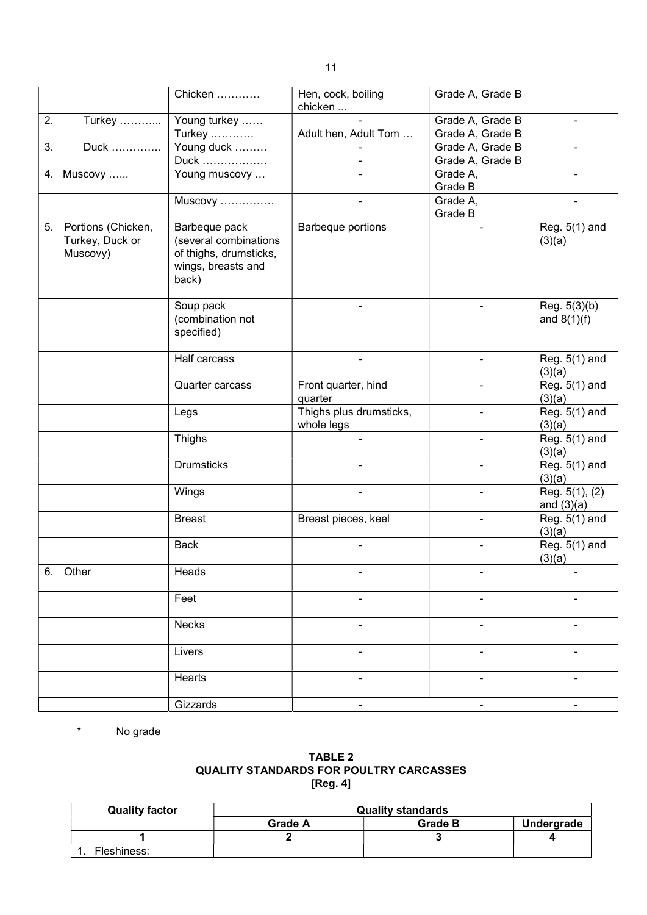| | | | | |
|---|---|---|---|---|
| | Chicken ………… | Hen, cock, boiling chicken ... | Grade A, Grade B | |
| 2. Turkey ……….. | Young turkey …… Turkey ………… | - Adult hen, Adult Tom … | Grade A, Grade B Grade A, Grade B | - |
| 3. Duck ………….. | Young duck ……… Duck ……………… | - - | Grade A, Grade B Grade A, Grade B | - |
| 4. Muscovy …... | Young muscovy … | - | Grade A, Grade B | - |
| | Muscovy …………… | - | Grade A, Grade B | - |
| 5. Portions (Chicken, Turkey, Duck or Muscovy) | Barbeque pack (several combinations of thighs, drumsticks, wings, breasts and back) | Barbeque portions | - | Reg. 5(1) and (3)(a) |
| | Soup pack (combination not specified) | - | - | Reg. 5(3)(b) and 8(1)(f) |
| | Half carcass | - | - | Reg. 5(1) and (3)(a) |
| | Quarter carcass | Front quarter, hind quarter | - | Reg. 5(1) and (3)(a) |
| | Legs | Thighs plus drumsticks, whole legs | - | Reg. 5(1) and (3)(a) |
| | Thighs | - | - | Reg. 5(1) and (3)(a) |
| | Drumsticks | - | - | Reg. 5(1) and (3)(a) |
| | Wings | - | - | Reg. 5(1), (2) and (3)(a) |
| | Breast | Breast pieces, keel | - | Reg. 5(1) and (3)(a) |
| | Back | - | - | Reg. 5(1) and (3)(a) |
| 6. Other | Heads | - | - | - |
| | Feet | - | - | - |
| | Necks | - | - | - |
| | Livers | - | - | - |
| | Hearts | - | - | - |
| | Gizzards | - | - | - |

\* No grade

**TABLE 2**
**QUALITY STANDARDS FOR POULTRY CARCASSES**
**[Reg. 4]**

| Quality factor | Quality standards | | |
|---|---|---|---|
| | Grade A | Grade B | Undergrade |
| 1 | 2 | 3 | 4 |
| 1. Fleshiness: | | | |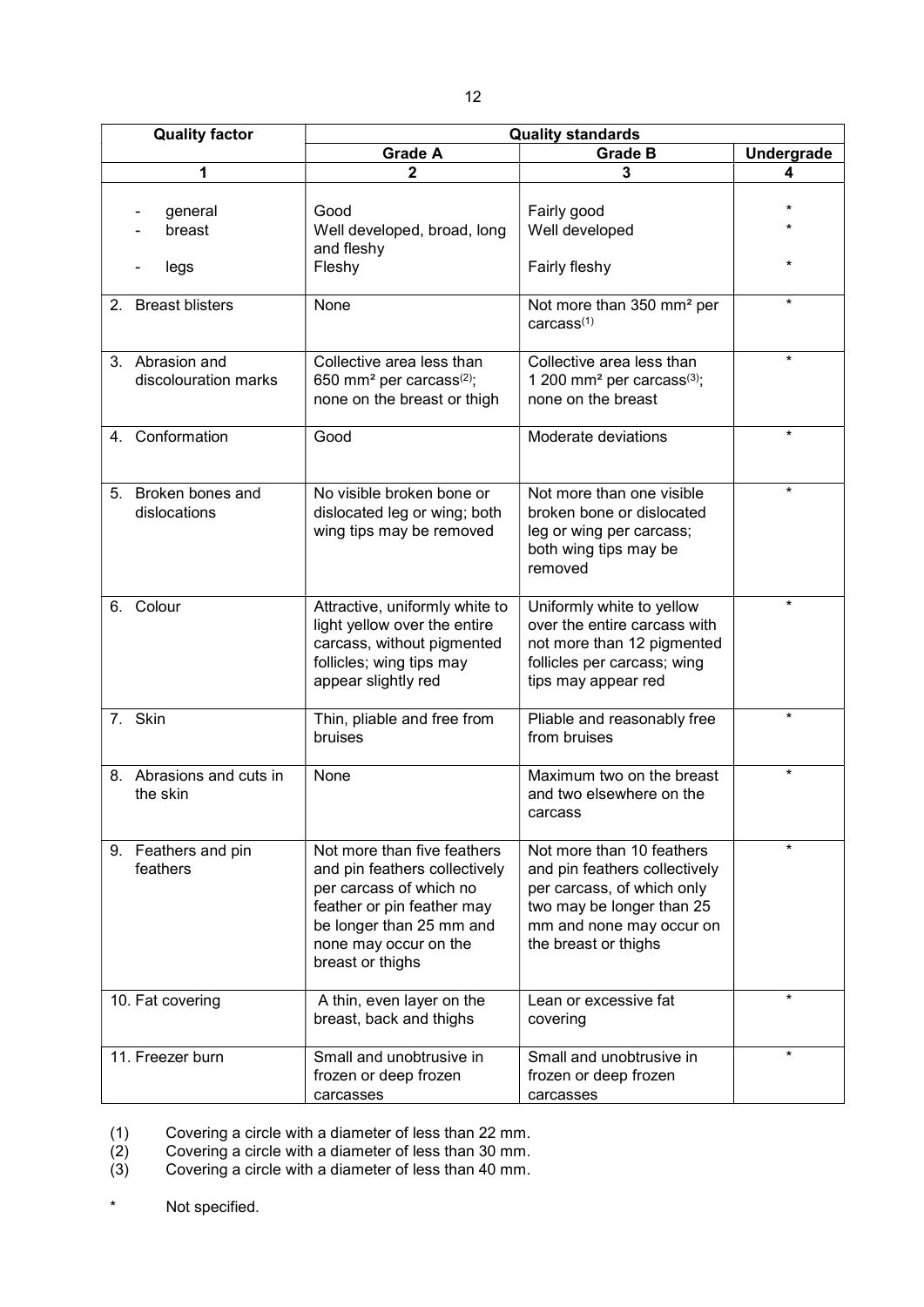| Quality factor | Quality standards | | |
|---|---|---|---|
| | Grade A | Grade B | Undergrade |
| 1 | 2 | 3 | 4 |
| - general<br>- breast<br>- legs | Good<br>Well developed, broad, long and fleshy<br>Fleshy | Fairly good<br>Well developed<br>Fairly fleshy | *<br>*<br>* |
| 2. Breast blisters | None | Not more than 350 mm² per carcass[(1)] | * |
| 3. Abrasion and discolouration marks | Collective area less than 650 mm² per carcass[(2)]; none on the breast or thigh | Collective area less than 1 200 mm² per carcass[(3)]; none on the breast | * |
| 4. Conformation | Good | Moderate deviations | * |
| 5. Broken bones and dislocations | No visible broken bone or dislocated leg or wing; both wing tips may be removed | Not more than one visible broken bone or dislocated leg or wing per carcass; both wing tips may be removed | * |
| 6. Colour | Attractive, uniformly white to light yellow over the entire carcass, without pigmented follicles; wing tips may appear slightly red | Uniformly white to yellow over the entire carcass with not more than 12 pigmented follicles per carcass; wing tips may appear red | * |
| 7. Skin | Thin, pliable and free from bruises | Pliable and reasonably free from bruises | * |
| 8. Abrasions and cuts in the skin | None | Maximum two on the breast and two elsewhere on the carcass | * |
| 9. Feathers and pin feathers | Not more than five feathers and pin feathers collectively per carcass of which no feather or pin feather may be longer than 25 mm and none may occur on the breast or thighs | Not more than 10 feathers and pin feathers collectively per carcass, of which only two may be longer than 25 mm and none may occur on the breast or thighs | * |
| 10. Fat covering | A thin, even layer on the breast, back and thighs | Lean or excessive fat covering | * |
| 11. Freezer burn | Small and unobtrusive in frozen or deep frozen carcasses | Small and unobtrusive in frozen or deep frozen carcasses | * |

(1) Covering a circle with a diameter of less than 22 mm.
(2) Covering a circle with a diameter of less than 30 mm.
(3) Covering a circle with a diameter of less than 40 mm.

\* Not specified.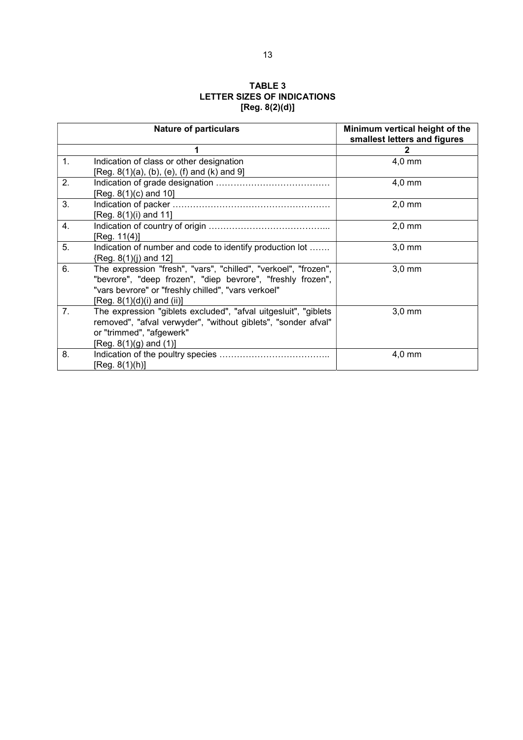**TABLE 3**
**LETTER SIZES OF INDICATIONS**
**[Reg. 8(2)(d)]**

| | Nature of particulars | Minimum vertical height of the smallest letters and figures |
|---|---|---|
| | **1** | **2** |
| 1. | Indication of class or other designation [Reg. 8(1)(a), (b), (e), (f) and (k) and 9] | 4,0 mm |
| 2. | Indication of grade designation ………………………………… [Reg. 8(1)(c) and 10] | 4,0 mm |
| 3. | Indication of packer ……………………………………………… [Reg. 8(1)(i) and 11] | 2,0 mm |
| 4. | Indication of country of origin …………………………………... [Reg. 11(4)] | 2,0 mm |
| 5. | Indication of number and code to identify production lot ……. {Reg. 8(1)(j) and 12] | 3,0 mm |
| 6. | The expression "fresh", "vars", "chilled", "verkoel", "frozen", "bevrore", "deep frozen", "diep bevrore", "freshly frozen", "vars bevrore" or "freshly chilled", "vars verkoel" [Reg. 8(1)(d)(i) and (ii)] | 3,0 mm |
| 7. | The expression "giblets excluded", "afval uitgesluit", "giblets removed", "afval verwyder", "without giblets", "sonder afval" or "trimmed", "afgewerk" [Reg. 8(1)(g) and (1)] | 3,0 mm |
| 8. | Indication of the poultry species ……………………………….. [Reg. 8(1)(h)] | 4,0 mm |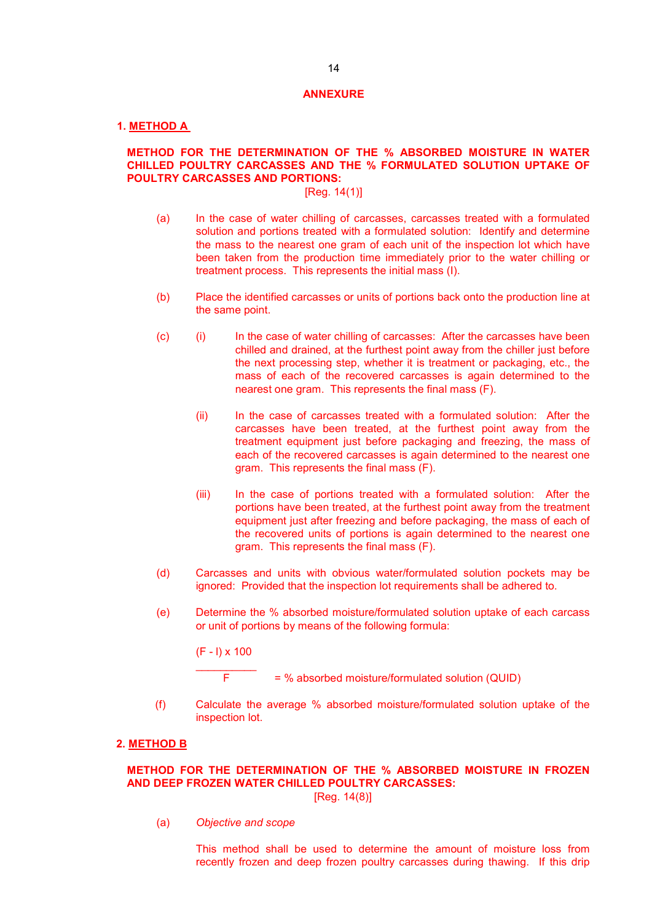## ANNEXURE

### 1. METHOD A

**METHOD FOR THE DETERMINATION OF THE % ABSORBED MOISTURE IN WATER CHILLED POULTRY CARCASSES AND THE % FORMULATED SOLUTION UPTAKE OF POULTRY CARCASSES AND PORTIONS:**

[Reg. 14(1)]

(a) In the case of water chilling of carcasses, carcasses treated with a formulated solution and portions treated with a formulated solution: Identify and determine the mass to the nearest one gram of each unit of the inspection lot which have been taken from the production time immediately prior to the water chilling or treatment process. This represents the initial mass (I).

(b) Place the identified carcasses or units of portions back onto the production line at the same point.

(c) (i) In the case of water chilling of carcasses: After the carcasses have been chilled and drained, at the furthest point away from the chiller just before the next processing step, whether it is treatment or packaging, etc., the mass of each of the recovered carcasses is again determined to the nearest one gram. This represents the final mass (F).

(ii) In the case of carcasses treated with a formulated solution: After the carcasses have been treated, at the furthest point away from the treatment equipment just before packaging and freezing, the mass of each of the recovered carcasses is again determined to the nearest one gram. This represents the final mass (F).

(iii) In the case of portions treated with a formulated solution: After the portions have been treated, at the furthest point away from the treatment equipment just after freezing and before packaging, the mass of each of the recovered units of portions is again determined to the nearest one gram. This represents the final mass (F).

(d) Carcasses and units with obvious water/formulated solution pockets may be ignored: Provided that the inspection lot requirements shall be adhered to.

(e) Determine the % absorbed moisture/formulated solution uptake of each carcass or unit of portions by means of the following formula:

$$\frac{(F - I) \times 100}{F} = \text{\% absorbed moisture/formulated solution (QUID)}$$

(f) Calculate the average % absorbed moisture/formulated solution uptake of the inspection lot.

### 2. METHOD B

**METHOD FOR THE DETERMINATION OF THE % ABSORBED MOISTURE IN FROZEN AND DEEP FROZEN WATER CHILLED POULTRY CARCASSES:**

[Reg. 14(8)]

(a) *Objective and scope*

This method shall be used to determine the amount of moisture loss from recently frozen and deep frozen poultry carcasses during thawing. If this drip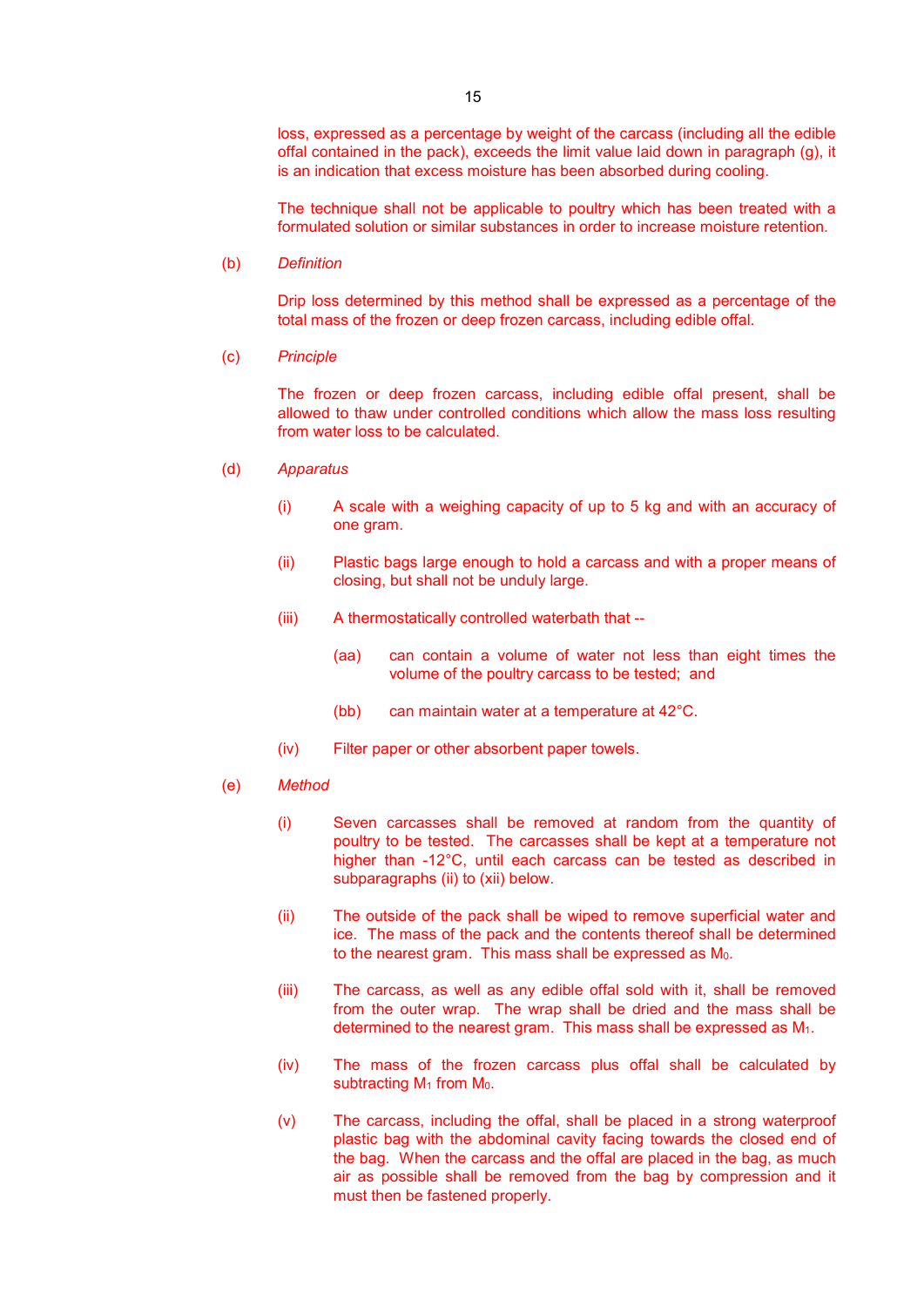loss, expressed as a percentage by weight of the carcass (including all the edible offal contained in the pack), exceeds the limit value laid down in paragraph (g), it is an indication that excess moisture has been absorbed during cooling.

The technique shall not be applicable to poultry which has been treated with a formulated solution or similar substances in order to increase moisture retention.

(b) *Definition*

Drip loss determined by this method shall be expressed as a percentage of the total mass of the frozen or deep frozen carcass, including edible offal.

(c) *Principle*

The frozen or deep frozen carcass, including edible offal present, shall be allowed to thaw under controlled conditions which allow the mass loss resulting from water loss to be calculated.

(d) *Apparatus*

(i) A scale with a weighing capacity of up to 5 kg and with an accuracy of one gram.

(ii) Plastic bags large enough to hold a carcass and with a proper means of closing, but shall not be unduly large.

(iii) A thermostatically controlled waterbath that --

(aa) can contain a volume of water not less than eight times the volume of the poultry carcass to be tested; and

(bb) can maintain water at a temperature at 42°C.

(iv) Filter paper or other absorbent paper towels.

(e) *Method*

(i) Seven carcasses shall be removed at random from the quantity of poultry to be tested. The carcasses shall be kept at a temperature not higher than -12°C, until each carcass can be tested as described in subparagraphs (ii) to (xii) below.

(ii) The outside of the pack shall be wiped to remove superficial water and ice. The mass of the pack and the contents thereof shall be determined to the nearest gram. This mass shall be expressed as $M_0$.

(iii) The carcass, as well as any edible offal sold with it, shall be removed from the outer wrap. The wrap shall be dried and the mass shall be determined to the nearest gram. This mass shall be expressed as $M_1$.

(iv) The mass of the frozen carcass plus offal shall be calculated by subtracting $M_1$ from $M_0$.

(v) The carcass, including the offal, shall be placed in a strong waterproof plastic bag with the abdominal cavity facing towards the closed end of the bag. When the carcass and the offal are placed in the bag, as much air as possible shall be removed from the bag by compression and it must then be fastened properly.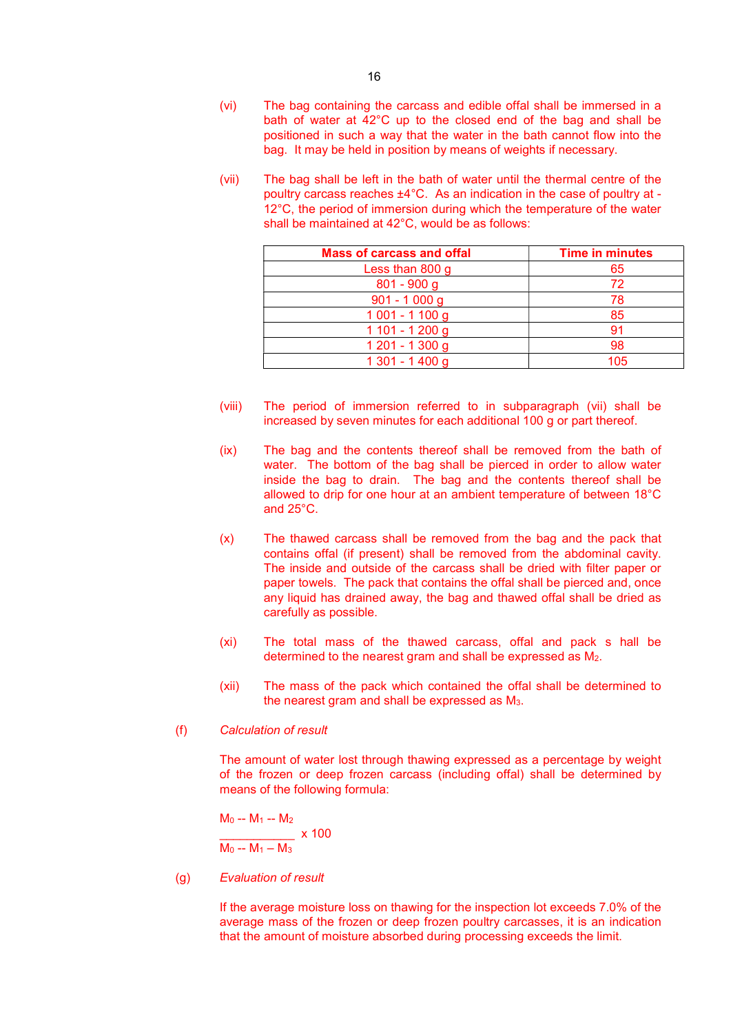(vi) The bag containing the carcass and edible offal shall be immersed in a bath of water at 42°C up to the closed end of the bag and shall be positioned in such a way that the water in the bath cannot flow into the bag. It may be held in position by means of weights if necessary.

(vii) The bag shall be left in the bath of water until the thermal centre of the poultry carcass reaches ±4°C. As an indication in the case of poultry at -12°C, the period of immersion during which the temperature of the water shall be maintained at 42°C, would be as follows:

| Mass of carcass and offal | Time in minutes |
|---|---|
| Less than 800 g | 65 |
| 801 - 900 g | 72 |
| 901 - 1 000 g | 78 |
| 1 001 - 1 100 g | 85 |
| 1 101 - 1 200 g | 91 |
| 1 201 - 1 300 g | 98 |
| 1 301 - 1 400 g | 105 |

(viii) The period of immersion referred to in subparagraph (vii) shall be increased by seven minutes for each additional 100 g or part thereof.

(ix) The bag and the contents thereof shall be removed from the bath of water. The bottom of the bag shall be pierced in order to allow water inside the bag to drain. The bag and the contents thereof shall be allowed to drip for one hour at an ambient temperature of between 18°C and 25°C.

(x) The thawed carcass shall be removed from the bag and the pack that contains offal (if present) shall be removed from the abdominal cavity. The inside and outside of the carcass shall be dried with filter paper or paper towels. The pack that contains the offal shall be pierced and, once any liquid has drained away, the bag and thawed offal shall be dried as carefully as possible.

(xi) The total mass of the thawed carcass, offal and pack s hall be determined to the nearest gram and shall be expressed as $M_2$.

(xii) The mass of the pack which contained the offal shall be determined to the nearest gram and shall be expressed as $M_3$.

(f) *Calculation of result*

The amount of water lost through thawing expressed as a percentage by weight of the frozen or deep frozen carcass (including offal) shall be determined by means of the following formula:

$$\frac{M_0 - M_1 - M_2}{M_0 - M_1 - M_3} \times 100$$

(g) *Evaluation of result*

If the average moisture loss on thawing for the inspection lot exceeds 7.0% of the average mass of the frozen or deep frozen poultry carcasses, it is an indication that the amount of moisture absorbed during processing exceeds the limit.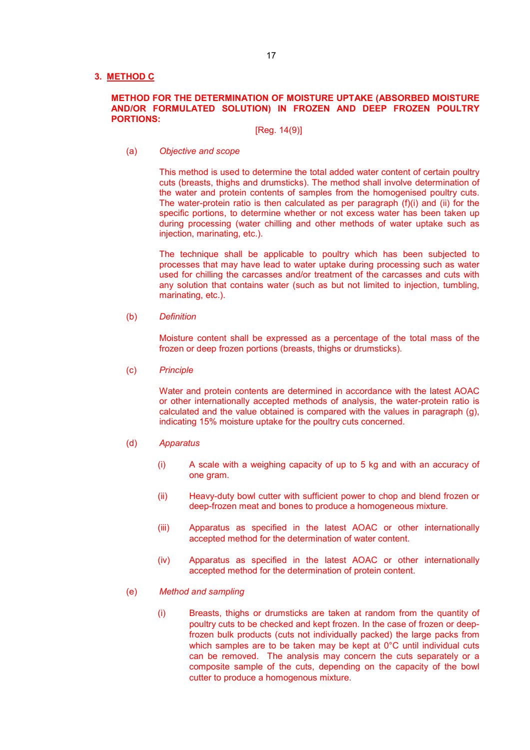## 3. METHOD C

**METHOD FOR THE DETERMINATION OF MOISTURE UPTAKE (ABSORBED MOISTURE AND/OR FORMULATED SOLUTION) IN FROZEN AND DEEP FROZEN POULTRY PORTIONS:**

[Reg. 14(9)]

(a) *Objective and scope*

This method is used to determine the total added water content of certain poultry cuts (breasts, thighs and drumsticks). The method shall involve determination of the water and protein contents of samples from the homogenised poultry cuts. The water-protein ratio is then calculated as per paragraph (f)(i) and (ii) for the specific portions, to determine whether or not excess water has been taken up during processing (water chilling and other methods of water uptake such as injection, marinating, etc.).

The technique shall be applicable to poultry which has been subjected to processes that may have lead to water uptake during processing such as water used for chilling the carcasses and/or treatment of the carcasses and cuts with any solution that contains water (such as but not limited to injection, tumbling, marinating, etc.).

(b) *Definition*

Moisture content shall be expressed as a percentage of the total mass of the frozen or deep frozen portions (breasts, thighs or drumsticks).

(c) *Principle*

Water and protein contents are determined in accordance with the latest AOAC or other internationally accepted methods of analysis, the water-protein ratio is calculated and the value obtained is compared with the values in paragraph (g), indicating 15% moisture uptake for the poultry cuts concerned.

(d) *Apparatus*

(i) A scale with a weighing capacity of up to 5 kg and with an accuracy of one gram.

(ii) Heavy-duty bowl cutter with sufficient power to chop and blend frozen or deep-frozen meat and bones to produce a homogeneous mixture.

(iii) Apparatus as specified in the latest AOAC or other internationally accepted method for the determination of water content.

(iv) Apparatus as specified in the latest AOAC or other internationally accepted method for the determination of protein content.

(e) *Method and sampling*

(i) Breasts, thighs or drumsticks are taken at random from the quantity of poultry cuts to be checked and kept frozen. In the case of frozen or deep-frozen bulk products (cuts not individually packed) the large packs from which samples are to be taken may be kept at 0°C until individual cuts can be removed. The analysis may concern the cuts separately or a composite sample of the cuts, depending on the capacity of the bowl cutter to produce a homogenous mixture.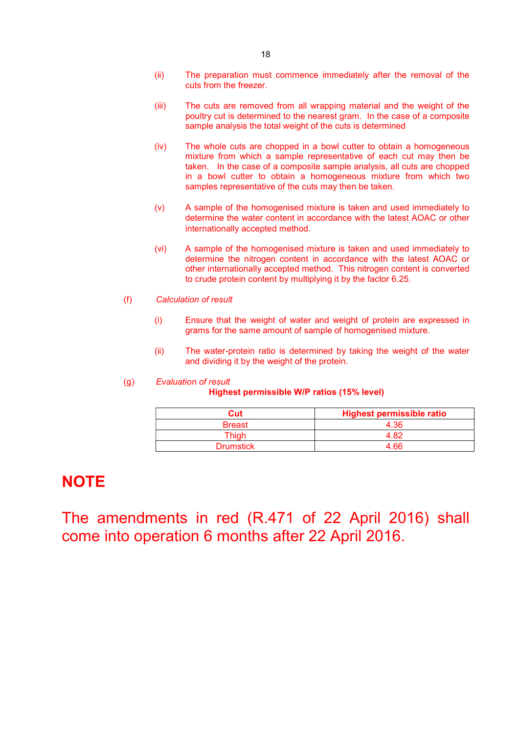(ii) The preparation must commence immediately after the removal of the cuts from the freezer.

(iii) The cuts are removed from all wrapping material and the weight of the poultry cut is determined to the nearest gram. In the case of a composite sample analysis the total weight of the cuts is determined

(iv) The whole cuts are chopped in a bowl cutter to obtain a homogeneous mixture from which a sample representative of each cut may then be taken. In the case of a composite sample analysis, all cuts are chopped in a bowl cutter to obtain a homogeneous mixture from which two samples representative of the cuts may then be taken.

(v) A sample of the homogenised mixture is taken and used immediately to determine the water content in accordance with the latest AOAC or other internationally accepted method.

(vi) A sample of the homogenised mixture is taken and used immediately to determine the nitrogen content in accordance with the latest AOAC or other internationally accepted method. This nitrogen content is converted to crude protein content by multiplying it by the factor 6.25.

(f) *Calculation of result*

(i) Ensure that the weight of water and weight of protein are expressed in grams for the same amount of sample of homogenised mixture.

(ii) The water-protein ratio is determined by taking the weight of the water and dividing it by the weight of the protein.

(g) *Evaluation of result*

**Highest permissible W/P ratios (15% level)**

| Cut | Highest permissible ratio |
|---|---|
| Breast | 4.36 |
| Thigh | 4.82 |
| Drumstick | 4.66 |

# NOTE

The amendments in red (R.471 of 22 April 2016) shall come into operation 6 months after 22 April 2016.